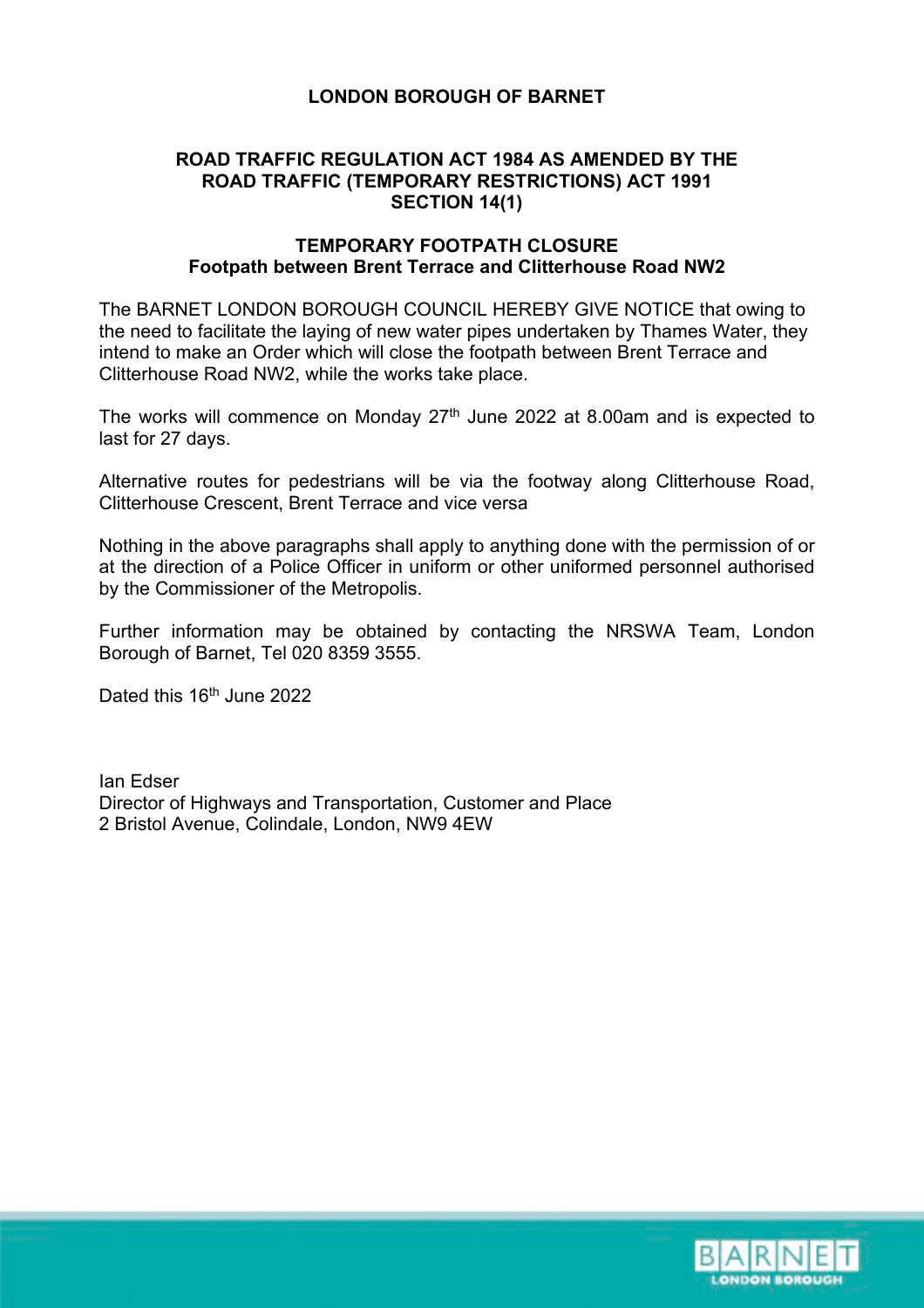# LONDON BOROUGH OF BARNET

## ROAD TRAFFIC REGULATION ACT 1984 AS AMENDED BY THE ROAD TRAFFIC (TEMPORARY RESTRICTIONS) ACT 1991 SECTION 14(1)

## TEMPORARY FOOTPATH CLOSURE
### Footpath between Brent Terrace and Clitterhouse Road NW2

The BARNET LONDON BOROUGH COUNCIL HEREBY GIVE NOTICE that owing to the need to facilitate the laying of new water pipes undertaken by Thames Water, they intend to make an Order which will close the footpath between Brent Terrace and Clitterhouse Road NW2, while the works take place.

The works will commence on Monday 27th June 2022 at 8.00am and is expected to last for 27 days.

Alternative routes for pedestrians will be via the footway along Clitterhouse Road, Clitterhouse Crescent, Brent Terrace and vice versa

Nothing in the above paragraphs shall apply to anything done with the permission of or at the direction of a Police Officer in uniform or other uniformed personnel authorised by the Commissioner of the Metropolis.

Further information may be obtained by contacting the NRSWA Team, London Borough of Barnet, Tel 020 8359 3555.

Dated this 16th June 2022

Ian Edser
Director of Highways and Transportation, Customer and Place
2 Bristol Avenue, Colindale, London, NW9 4EW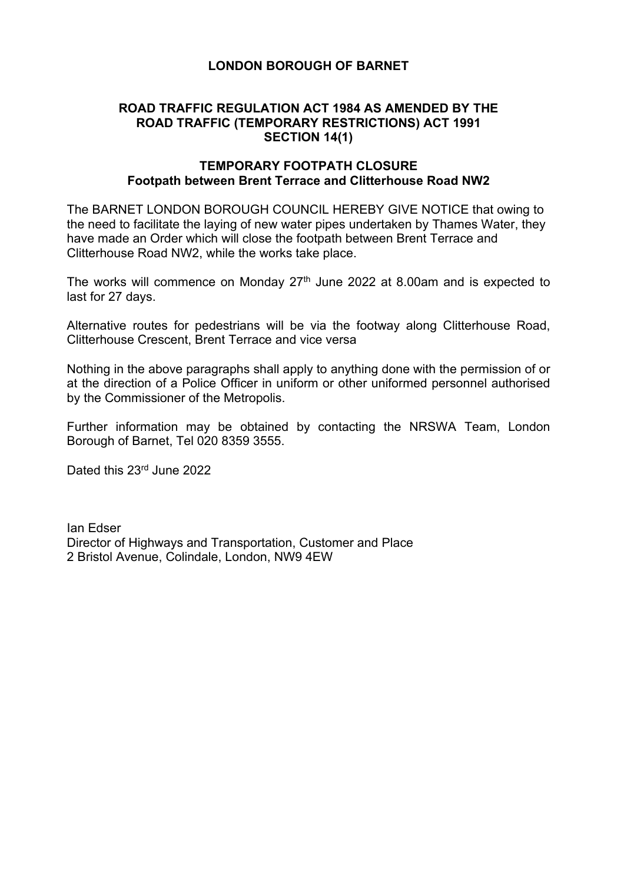**LONDON BOROUGH OF BARNET**

**ROAD TRAFFIC REGULATION ACT 1984 AS AMENDED BY THE ROAD TRAFFIC (TEMPORARY RESTRICTIONS) ACT 1991 SECTION 14(1)**

**TEMPORARY FOOTPATH CLOSURE**
**Footpath between Brent Terrace and Clitterhouse Road NW2**

The BARNET LONDON BOROUGH COUNCIL HEREBY GIVE NOTICE that owing to the need to facilitate the laying of new water pipes undertaken by Thames Water, they have made an Order which will close the footpath between Brent Terrace and Clitterhouse Road NW2, while the works take place.

The works will commence on Monday 27th June 2022 at 8.00am and is expected to last for 27 days.

Alternative routes for pedestrians will be via the footway along Clitterhouse Road, Clitterhouse Crescent, Brent Terrace and vice versa

Nothing in the above paragraphs shall apply to anything done with the permission of or at the direction of a Police Officer in uniform or other uniformed personnel authorised by the Commissioner of the Metropolis.

Further information may be obtained by contacting the NRSWA Team, London Borough of Barnet, Tel 020 8359 3555.

Dated this 23rd June 2022

Ian Edser
Director of Highways and Transportation, Customer and Place
2 Bristol Avenue, Colindale, London, NW9 4EW